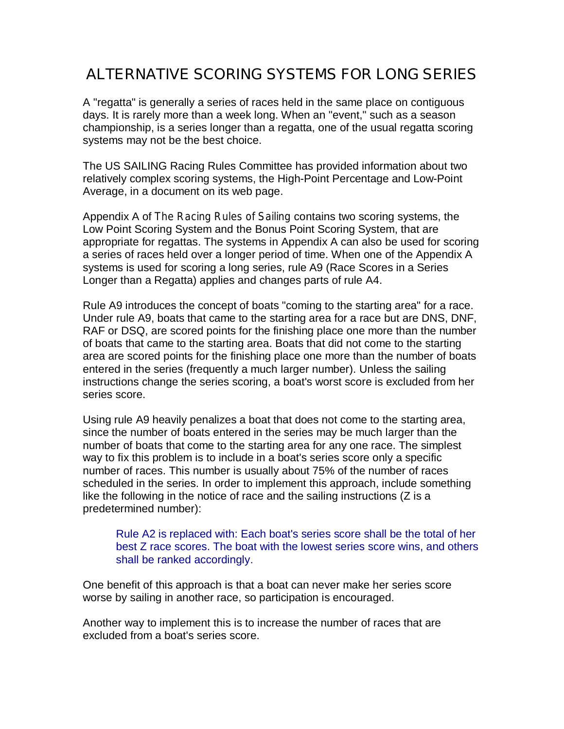# ALTERNATIVE SCORING SYSTEMS FOR LONG SERIES

A "regatta" is generally a series of races held in the same place on contiguous days. It is rarely more than a week long. When an "event," such as a season championship, is a series longer than a regatta, one of the usual regatta scoring systems may not be the best choice.

The US SAILING Racing Rules Committee has provided information about two relatively complex scoring systems, the High-Point Percentage and Low-Point Average, in a document on its web page.

Appendix A of *The Racing Rules of Sailing* contains two scoring systems, the Low Point Scoring System and the Bonus Point Scoring System, that are appropriate for regattas. The systems in Appendix A can also be used for scoring a series of races held over a longer period of time. When one of the Appendix A systems is used for scoring a long series, rule A9 (Race Scores in a Series Longer than a Regatta) applies and changes parts of rule A4.

Rule A9 introduces the concept of boats "coming to the starting area" for a race. Under rule A9, boats that came to the starting area for a race but are DNS, DNF, RAF or DSQ, are scored points for the finishing place one more than the number of boats that came to the starting area. Boats that did not come to the starting area are scored points for the finishing place one more than the number of boats entered in the series (frequently a much larger number). Unless the sailing instructions change the series scoring, a boat's worst score is excluded from her series score.

Using rule A9 heavily penalizes a boat that does not come to the starting area, since the number of boats entered in the series may be much larger than the number of boats that come to the starting area for any one race. The simplest way to fix this problem is to include in a boat's series score only a specific number of races. This number is usually about 75% of the number of races scheduled in the series. In order to implement this approach, include something like the following in the notice of race and the sailing instructions (Z is a predetermined number):

> Rule A2 is replaced with: Each boat's series score shall be the total of her best Z race scores. The boat with the lowest series score wins, and others shall be ranked accordingly.

One benefit of this approach is that a boat can never make her series score worse by sailing in another race, so participation is encouraged.

Another way to implement this is to increase the number of races that are excluded from a boat's series score.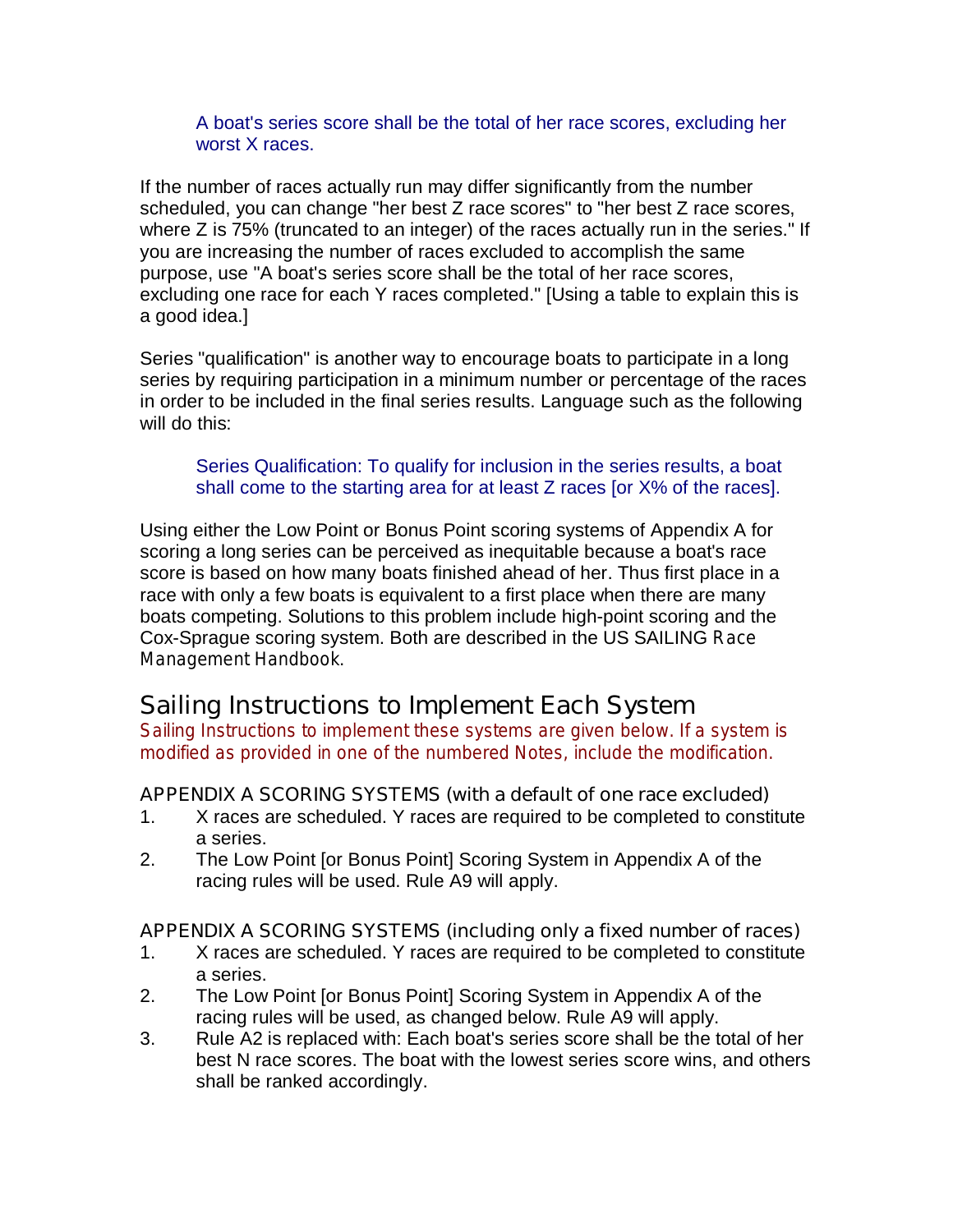> A boat's series score shall be the total of her race scores, excluding her worst X races.

If the number of races actually run may differ significantly from the number scheduled, you can change "her best Z race scores" to "her best Z race scores, where Z is 75% (truncated to an integer) of the races actually run in the series." If you are increasing the number of races excluded to accomplish the same purpose, use "A boat's series score shall be the total of her race scores, excluding one race for each Y races completed." [Using a table to explain this is a good idea.]

Series "qualification" is another way to encourage boats to participate in a long series by requiring participation in a minimum number or percentage of the races in order to be included in the final series results. Language such as the following will do this:

> Series Qualification: To qualify for inclusion in the series results, a boat shall come to the starting area for at least Z races [or X% of the races].

Using either the Low Point or Bonus Point scoring systems of Appendix A for scoring a long series can be perceived as inequitable because a boat's race score is based on how many boats finished ahead of her. Thus first place in a race with only a few boats is equivalent to a first place when there are many boats competing. Solutions to this problem include high-point scoring and the Cox-Sprague scoring system. Both are described in the US SAILING *Race Management Handbook*.

## Sailing Instructions to Implement Each System

*Sailing Instructions to implement these systems are given below. If a system is modified as provided in one of the numbered Notes, include the modification.*

### APPENDIX A SCORING SYSTEMS (with a default of one race excluded)

1. X races are scheduled. Y races are required to be completed to constitute a series.
2. The Low Point [or Bonus Point] Scoring System in Appendix A of the racing rules will be used. Rule A9 will apply.

### APPENDIX A SCORING SYSTEMS (including only a fixed number of races)

1. X races are scheduled. Y races are required to be completed to constitute a series.
2. The Low Point [or Bonus Point] Scoring System in Appendix A of the racing rules will be used, as changed below. Rule A9 will apply.
3. Rule A2 is replaced with: Each boat's series score shall be the total of her best N race scores. The boat with the lowest series score wins, and others shall be ranked accordingly.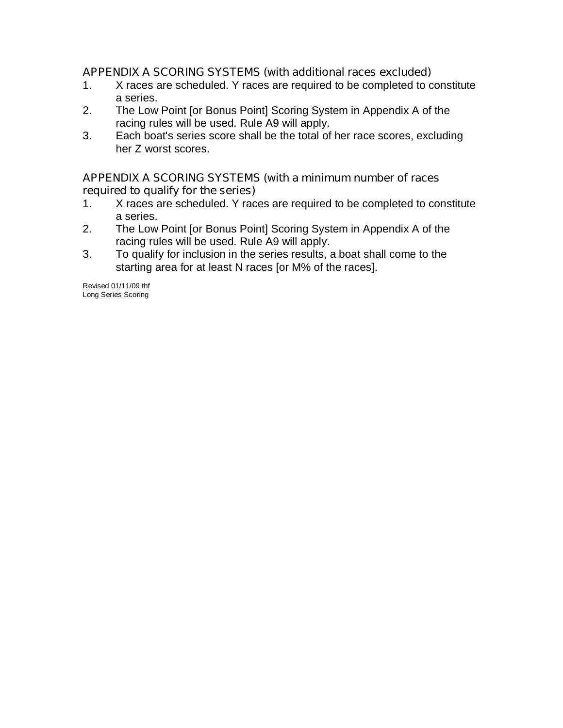## APPENDIX A SCORING SYSTEMS (with additional races excluded)

1. X races are scheduled. Y races are required to be completed to constitute a series.
2. The Low Point [or Bonus Point] Scoring System in Appendix A of the racing rules will be used. Rule A9 will apply.
3. Each boat's series score shall be the total of her race scores, excluding her Z worst scores.

## APPENDIX A SCORING SYSTEMS (with a minimum number of races required to qualify for the series)

1. X races are scheduled. Y races are required to be completed to constitute a series.
2. The Low Point [or Bonus Point] Scoring System in Appendix A of the racing rules will be used. Rule A9 will apply.
3. To qualify for inclusion in the series results, a boat shall come to the starting area for at least N races [or M% of the races].

Revised 01/11/09 thf
Long Series Scoring